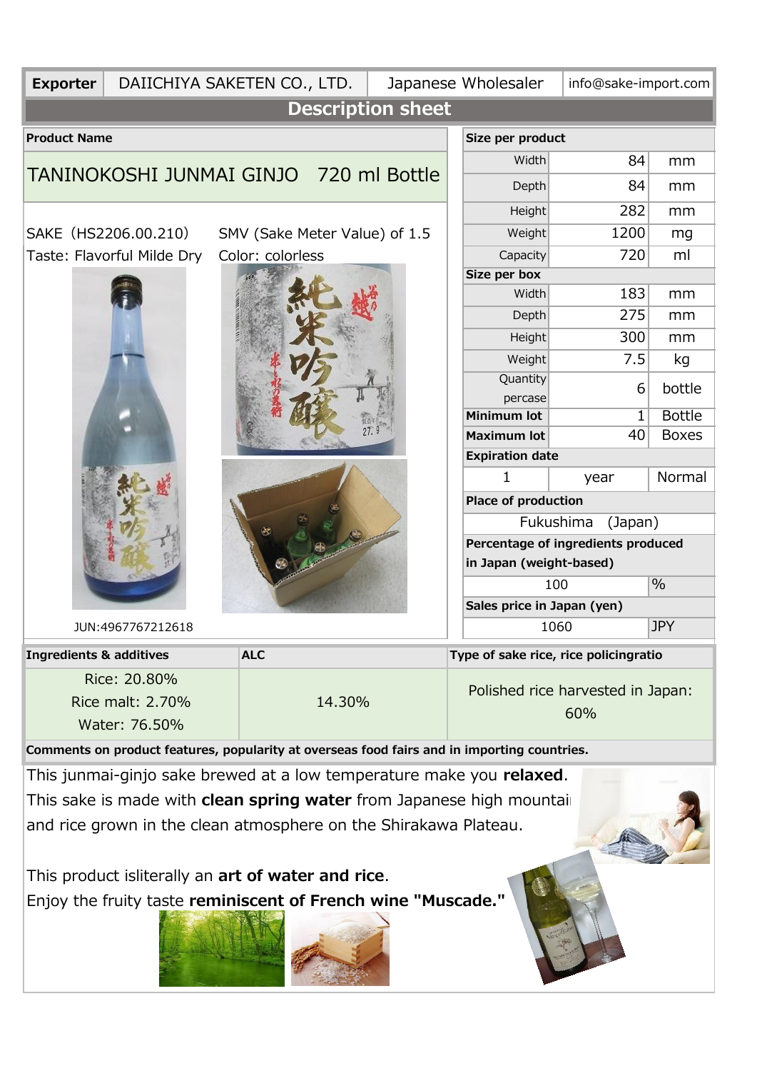| Exporter | DAIICHIYA SAKETEN CO., LTD. | Japanese Wholesaler | info@sake-import.com |
|---|---|---|---|

## Description sheet

**Product Name**

TANINOKOSHI JUNMAI GINJO 720 ml Bottle

SAKE (HS2206.00.210) SMV (Sake Meter Value) of 1.5

Taste: Flavorful Milde Dry Color: colorless

JUN:4967767212618

| **Size per product** | | |
|---|---|---|
| Width | 84 | mm |
| Depth | 84 | mm |
| Height | 282 | mm |
| Weight | 1200 | mg |
| Capacity | 720 | ml |
| **Size per box** | | |
| Width | 183 | mm |
| Depth | 275 | mm |
| Height | 300 | mm |
| Weight | 7.5 | kg |
| Quantity percase | 6 | bottle |
| **Minimum lot** | 1 | Bottle |
| **Maximum lot** | 40 | Boxes |
| **Expiration date** | | |
| 1 | year | Normal |
| **Place of production** | | |
| Fukushima (Japan) | | |
| **Percentage of ingredients produced in Japan (weight-based)** | | |
| 100 | % | |
| **Sales price in Japan (yen)** | | |
| 1060 | JPY | |

| Ingredients & additives | ALC | Type of sake rice, rice policingratio |
|---|---|---|
| Rice: 20.80%<br>Rice malt: 2.70%<br>Water: 76.50% | 14.30% | Polished rice harvested in Japan: 60% |

**Comments on product features, popularity at overseas food fairs and in importing countries.**

This junmai-ginjo sake brewed at a low temperature make you **relaxed**.
This sake is made with **clean spring water** from Japanese high mountai
and rice grown in the clean atmosphere on the Shirakawa Plateau.

This product isliterally an **art of water and rice**.
Enjoy the fruity taste **reminiscent of French wine "Muscade."**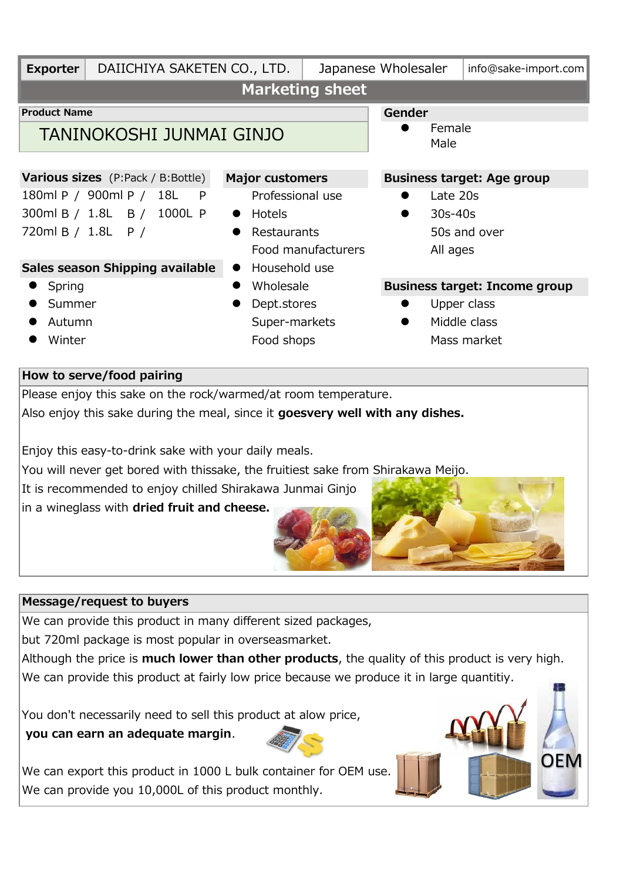| Exporter | DAIICHIYA SAKETEN CO., LTD. | Japanese Wholesaler | info@sake-import.com |
|---|---|---|---|

## Marketing sheet

**Product Name**

TANINOKOSHI JUNMAI GINJO

**Gender**

- ● Female
- Male

**Various sizes** (P:Pack / B:Bottle)

180ml P / 900ml P / 18L P
300ml B / 1.8L B / 1000L P
720ml B / 1.8L P /

**Sales season Shipping available**

- ● Spring
- ● Summer
- ● Autumn
- ● Winter

**Major customers**

- Professional use
- ● Hotels
- ● Restaurants
- Food manufacturers
- ● Household use
- ● Wholesale
- ● Dept.stores
- Super-markets
- Food shops

**Business target: Age group**

- ● Late 20s
- ● 30s-40s
- 50s and over
- All ages

**Business target: Income group**

- ● Upper class
- ● Middle class
- Mass market

**How to serve/food pairing**

Please enjoy this sake on the rock/warmed/at room temperature.
Also enjoy this sake during the meal, since it **goesvery well with any dishes.**

Enjoy this easy-to-drink sake with your daily meals.
You will never get bored with thissake, the fruitiest sake from Shirakawa Meijo.
It is recommended to enjoy chilled Shirakawa Junmai Ginjo
in a wineglass with **dried fruit and cheese.**

**Message/request to buyers**

We can provide this product in many different sized packages,
but 720ml package is most popular in overseasmarket.
Although the price is **much lower than other products**, the quality of this product is very high.
We can provide this product at fairly low price because we produce it in large quantitiy.

You don't necessarily need to sell this product at alow price,
**you can earn an adequate margin**.

We can export this product in 1000 L bulk container for OEM use.
We can provide you 10,000L of this product monthly.

OEM